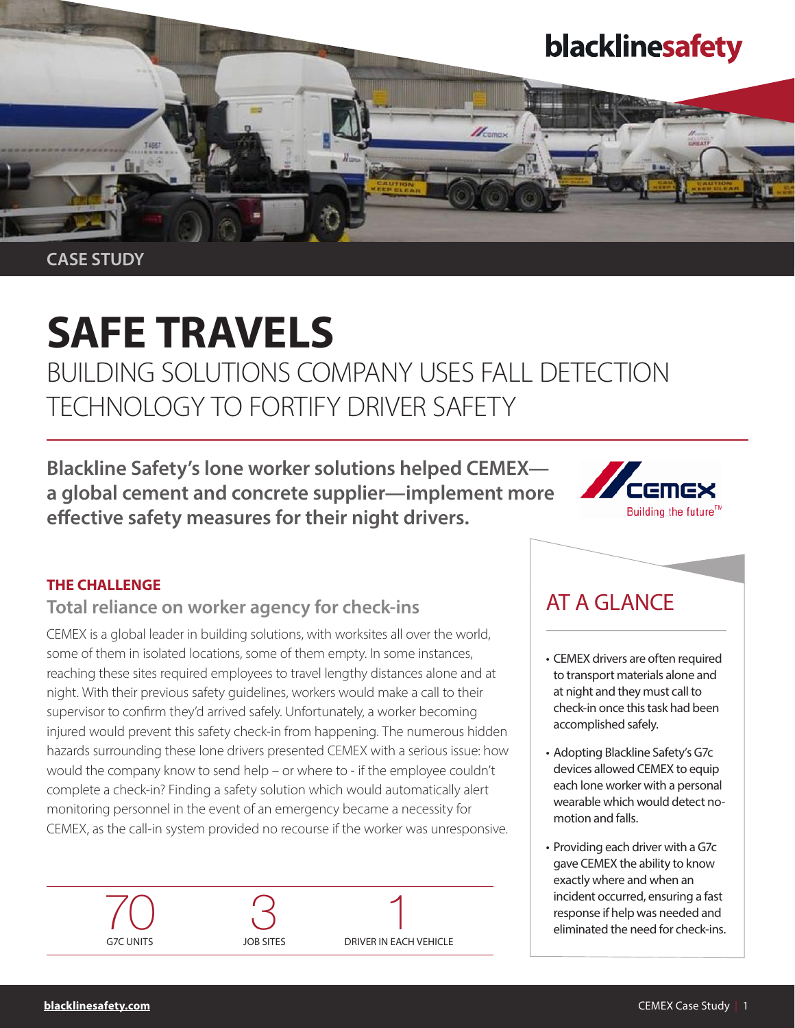CASE STUDY

# SAFE TRAVELS

## BUILDING SOLUTIONS COMPANY USES FALL DETECTION TECHNOLOGY TO FORTIFY DRIVER SAFETY

**Blackline Safety's lone worker solutions helped CEMEX—a global cement and concrete supplier—implement more effective safety measures for their night drivers.**

### THE CHALLENGE

#### Total reliance on worker agency for check-ins

CEMEX is a global leader in building solutions, with worksites all over the world, some of them in isolated locations, some of them empty. In some instances, reaching these sites required employees to travel lengthy distances alone and at night. With their previous safety guidelines, workers would make a call to their supervisor to confirm they'd arrived safely. Unfortunately, a worker becoming injured would prevent this safety check-in from happening. The numerous hidden hazards surrounding these lone drivers presented CEMEX with a serious issue: how would the company know to send help – or where to - if the employee couldn't complete a check-in? Finding a safety solution which would automatically alert monitoring personnel in the event of an emergency became a necessity for CEMEX, as the call-in system provided no recourse if the worker was unresponsive.

| 70 | 3 | 1 |
|---|---|---|
| G7C UNITS | JOB SITES | DRIVER IN EACH VEHICLE |

### AT A GLANCE

- CEMEX drivers are often required to transport materials alone and at night and they must call to check-in once this task had been accomplished safely.
- Adopting Blackline Safety's G7c devices allowed CEMEX to equip each lone worker with a personal wearable which would detect no-motion and falls.
- Providing each driver with a G7c gave CEMEX the ability to know exactly where and when an incident occurred, ensuring a fast response if help was needed and eliminated the need for check-ins.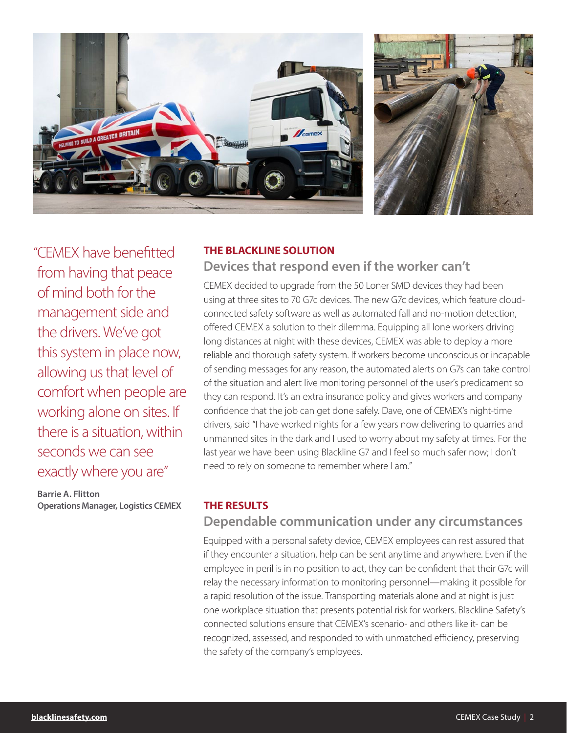> "CEMEX have benefitted from having that peace of mind both for the management side and the drivers. We've got this system in place now, allowing us that level of comfort when people are working alone on sites. If there is a situation, within seconds we can see exactly where you are"
>
> **Barrie A. Flitton**
> **Operations Manager, Logistics CEMEX**

## THE BLACKLINE SOLUTION

### Devices that respond even if the worker can't

CEMEX decided to upgrade from the 50 Loner SMD devices they had been using at three sites to 70 G7c devices. The new G7c devices, which feature cloud-connected safety software as well as automated fall and no-motion detection, offered CEMEX a solution to their dilemma. Equipping all lone workers driving long distances at night with these devices, CEMEX was able to deploy a more reliable and thorough safety system. If workers become unconscious or incapable of sending messages for any reason, the automated alerts on G7s can take control of the situation and alert live monitoring personnel of the user's predicament so they can respond. It's an extra insurance policy and gives workers and company confidence that the job can get done safely. Dave, one of CEMEX's night-time drivers, said "I have worked nights for a few years now delivering to quarries and unmanned sites in the dark and I used to worry about my safety at times. For the last year we have been using Blackline G7 and I feel so much safer now; I don't need to rely on someone to remember where I am."

## THE RESULTS

### Dependable communication under any circumstances

Equipped with a personal safety device, CEMEX employees can rest assured that if they encounter a situation, help can be sent anytime and anywhere. Even if the employee in peril is in no position to act, they can be confident that their G7c will relay the necessary information to monitoring personnel—making it possible for a rapid resolution of the issue. Transporting materials alone and at night is just one workplace situation that presents potential risk for workers. Blackline Safety's connected solutions ensure that CEMEX's scenario- and others like it- can be recognized, assessed, and responded to with unmatched efficiency, preserving the safety of the company's employees.